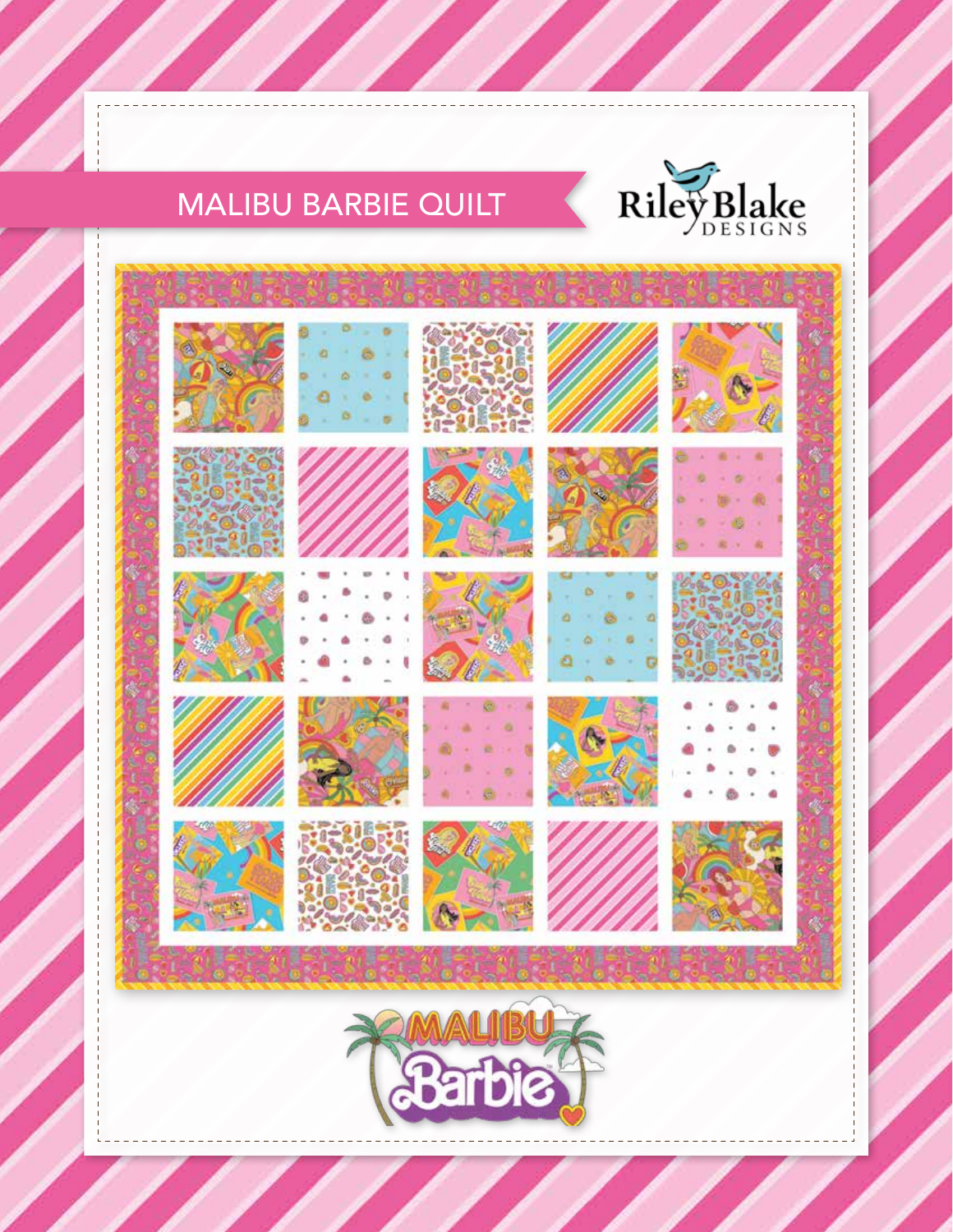# MALIBU BARBIE QUILT

Riley Blake DESIGNS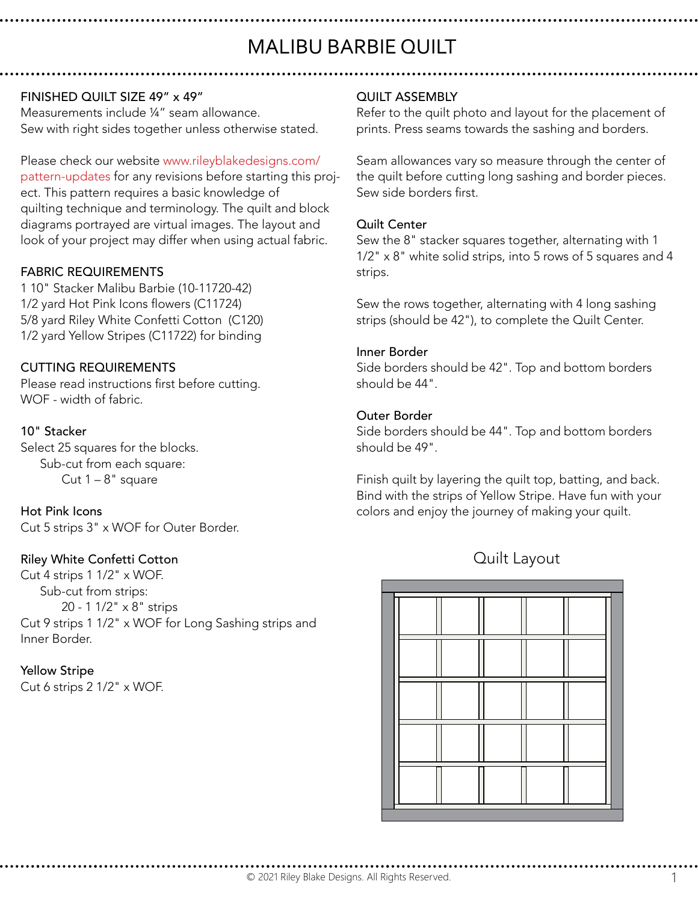# MALIBU BARBIE QUILT

## FINISHED QUILT SIZE 49” x 49”

Measurements include ¼” seam allowance.
Sew with right sides together unless otherwise stated.

Please check our website www.rileyblakedesigns.com/pattern-updates for any revisions before starting this project. This pattern requires a basic knowledge of quilting technique and terminology. The quilt and block diagrams portrayed are virtual images. The layout and look of your project may differ when using actual fabric.

## FABRIC REQUIREMENTS

1 10" Stacker Malibu Barbie (10-11720-42)
1/2 yard Hot Pink Icons flowers (C11724)
5/8 yard Riley White Confetti Cotton (C120)
1/2 yard Yellow Stripes (C11722) for binding

## CUTTING REQUIREMENTS

Please read instructions first before cutting.
WOF - width of fabric.

### 10" Stacker

Select 25 squares for the blocks.
- Sub-cut from each square:
  - Cut 1 – 8" square

### Hot Pink Icons

Cut 5 strips 3" x WOF for Outer Border.

### Riley White Confetti Cotton

Cut 4 strips 1 1/2" x WOF.
- Sub-cut from strips:
  - 20 - 1 1/2" x 8" strips

Cut 9 strips 1 1/2" x WOF for Long Sashing strips and Inner Border.

### Yellow Stripe

Cut 6 strips 2 1/2" x WOF.

## QUILT ASSEMBLY

Refer to the quilt photo and layout for the placement of prints. Press seams towards the sashing and borders.

Seam allowances vary so measure through the center of the quilt before cutting long sashing and border pieces. Sew side borders first.

### Quilt Center

Sew the 8" stacker squares together, alternating with 1 1/2" x 8" white solid strips, into 5 rows of 5 squares and 4 strips.

Sew the rows together, alternating with 4 long sashing strips (should be 42"), to complete the Quilt Center.

### Inner Border

Side borders should be 42". Top and bottom borders should be 44".

### Outer Border

Side borders should be 44". Top and bottom borders should be 49".

Finish quilt by layering the quilt top, batting, and back. Bind with the strips of Yellow Stripe. Have fun with your colors and enjoy the journey of making your quilt.

Quilt Layout